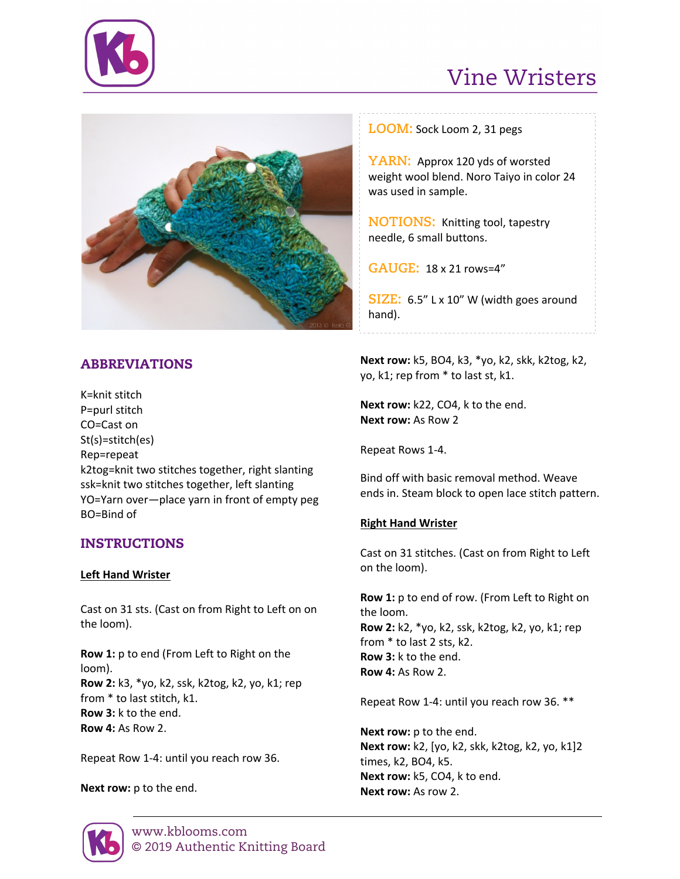# Vine Wristers

**LOOM:** Sock Loom 2, 31 pegs

**YARN:** Approx 120 yds of worsted weight wool blend. Noro Taiyo in color 24 was used in sample.

**NOTIONS:** Knitting tool, tapestry needle, 6 small buttons.

**GAUGE:** 18 x 21 rows=4"

**SIZE:** 6.5" L x 10" W (width goes around hand).

## ABBREVIATIONS

K=knit stitch
P=purl stitch
CO=Cast on
St(s)=stitch(es)
Rep=repeat
k2tog=knit two stitches together, right slanting
ssk=knit two stitches together, left slanting
YO=Yarn over—place yarn in front of empty peg
BO=Bind of

## INSTRUCTIONS

### Left Hand Wrister

Cast on 31 sts. (Cast on from Right to Left on on the loom).

**Row 1:** p to end (From Left to Right on the loom).
**Row 2:** k3, *yo, k2, ssk, k2tog, k2, yo, k1; rep from * to last stitch, k1.
**Row 3:** k to the end.
**Row 4:** As Row 2.

Repeat Row 1-4: until you reach row 36.

**Next row:** p to the end.

**Next row:** k5, BO4, k3, *yo, k2, skk, k2tog, k2, yo, k1; rep from * to last st, k1.

**Next row:** k22, CO4, k to the end.
**Next row:** As Row 2

Repeat Rows 1-4.

Bind off with basic removal method. Weave ends in. Steam block to open lace stitch pattern.

### Right Hand Wrister

Cast on 31 stitches. (Cast on from Right to Left on the loom).

**Row 1:** p to end of row. (From Left to Right on the loom.
**Row 2:** k2, *yo, k2, ssk, k2tog, k2, yo, k1; rep from * to last 2 sts, k2.
**Row 3:** k to the end.
**Row 4:** As Row 2.

Repeat Row 1-4: until you reach row 36. **

**Next row:** p to the end.
**Next row:** k2, [yo, k2, skk, k2tog, k2, yo, k1]2 times, k2, BO4, k5.
**Next row:** k5, CO4, k to end.
**Next row:** As row 2.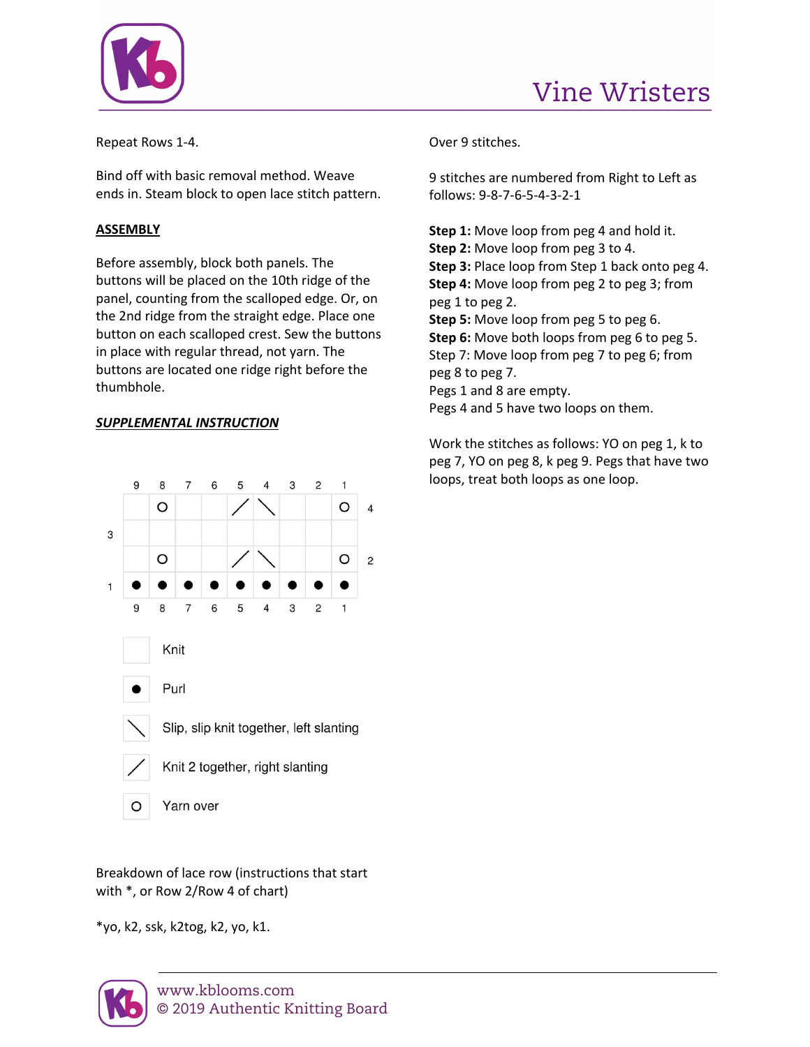Repeat Rows 1-4.

Bind off with basic removal method. Weave ends in. Steam block to open lace stitch pattern.

## ASSEMBLY

Before assembly, block both panels. The buttons will be placed on the 10th ridge of the panel, counting from the scalloped edge. Or, on the 2nd ridge from the straight edge. Place one button on each scalloped crest. Sew the buttons in place with regular thread, not yarn. The buttons are located one ridge right before the thumbhole.

## *SUPPLEMENTAL INSTRUCTION*

9 8 7 6 5 4 3 2 1

4

3

2

1

9 8 7 6 5 4 3 2 1

Knit

Purl

Slip, slip knit together, left slanting

Knit 2 together, right slanting

Yarn over

Breakdown of lace row (instructions that start with *, or Row 2/Row 4 of chart)

*yo, k2, ssk, k2tog, k2, yo, k1.

Over 9 stitches.

9 stitches are numbered from Right to Left as follows: 9-8-7-6-5-4-3-2-1

**Step 1:** Move loop from peg 4 and hold it.
**Step 2:** Move loop from peg 3 to 4.
**Step 3:** Place loop from Step 1 back onto peg 4.
**Step 4:** Move loop from peg 2 to peg 3; from peg 1 to peg 2.
**Step 5:** Move loop from peg 5 to peg 6.
**Step 6:** Move both loops from peg 6 to peg 5.
Step 7: Move loop from peg 7 to peg 6; from peg 8 to peg 7.
Pegs 1 and 8 are empty.
Pegs 4 and 5 have two loops on them.

Work the stitches as follows: YO on peg 1, k to peg 7, YO on peg 8, k peg 9. Pegs that have two loops, treat both loops as one loop.